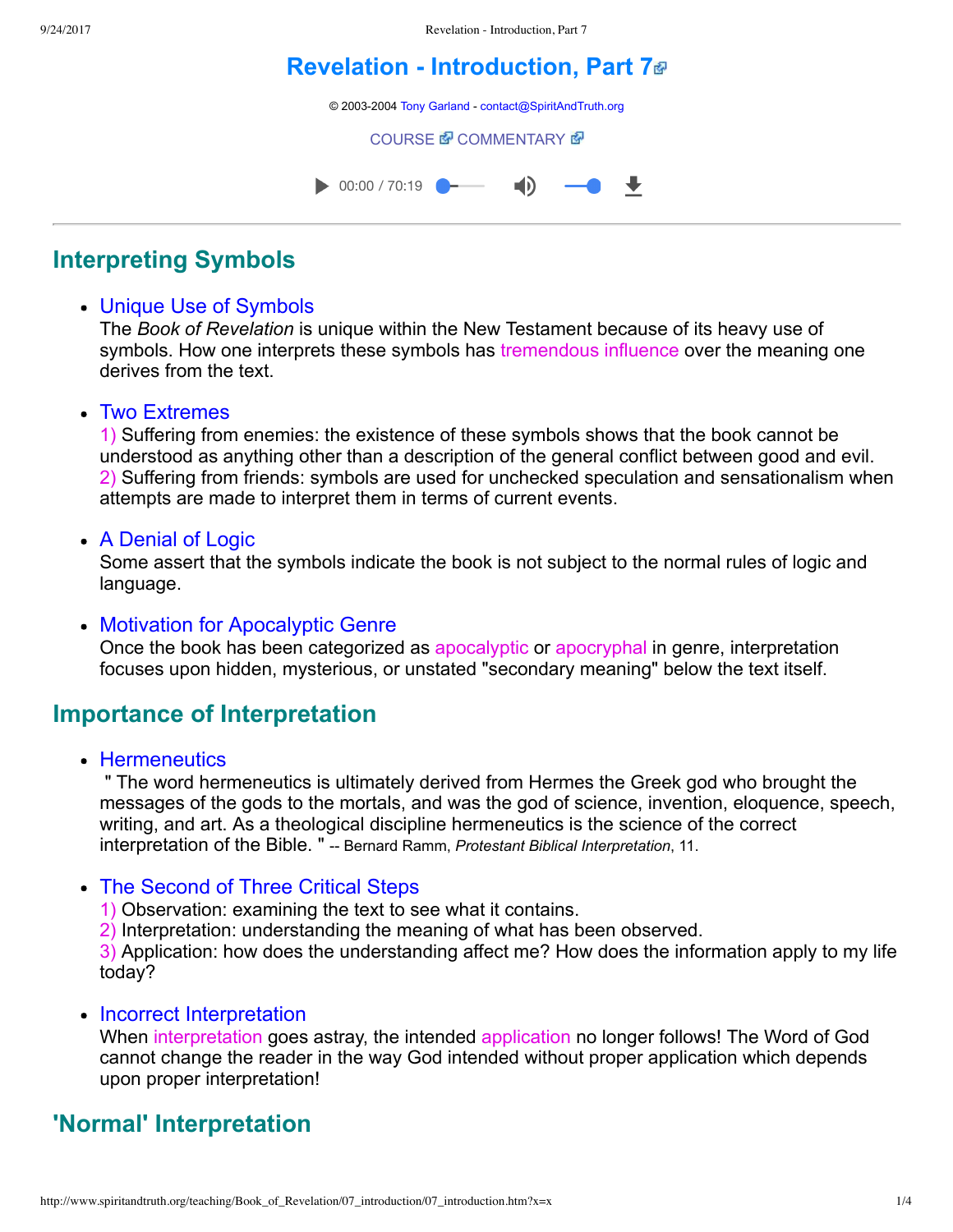# Revelation - Introduction, Part 7

© 2003-2004 Tony Garland - contact@SpiritAndTruth.org

COURSE COMMENTARY

## Interpreting Symbols

- Unique Use of Symbols
  The *Book of Revelation* is unique within the New Testament because of its heavy use of symbols. How one interprets these symbols has tremendous influence over the meaning one derives from the text.

- Two Extremes
  1) Suffering from enemies: the existence of these symbols shows that the book cannot be understood as anything other than a description of the general conflict between good and evil.
  2) Suffering from friends: symbols are used for unchecked speculation and sensationalism when attempts are made to interpret them in terms of current events.

- A Denial of Logic
  Some assert that the symbols indicate the book is not subject to the normal rules of logic and language.

- Motivation for Apocalyptic Genre
  Once the book has been categorized as apocalyptic or apocryphal in genre, interpretation focuses upon hidden, mysterious, or unstated "secondary meaning" below the text itself.

## Importance of Interpretation

- Hermeneutics
  " The word hermeneutics is ultimately derived from Hermes the Greek god who brought the messages of the gods to the mortals, and was the god of science, invention, eloquence, speech, writing, and art. As a theological discipline hermeneutics is the science of the correct interpretation of the Bible. " -- Bernard Ramm, *Protestant Biblical Interpretation*, 11.

- The Second of Three Critical Steps
  1) Observation: examining the text to see what it contains.
  2) Interpretation: understanding the meaning of what has been observed.
  3) Application: how does the understanding affect me? How does the information apply to my life today?

- Incorrect Interpretation
  When interpretation goes astray, the intended application no longer follows! The Word of God cannot change the reader in the way God intended without proper application which depends upon proper interpretation!

## 'Normal' Interpretation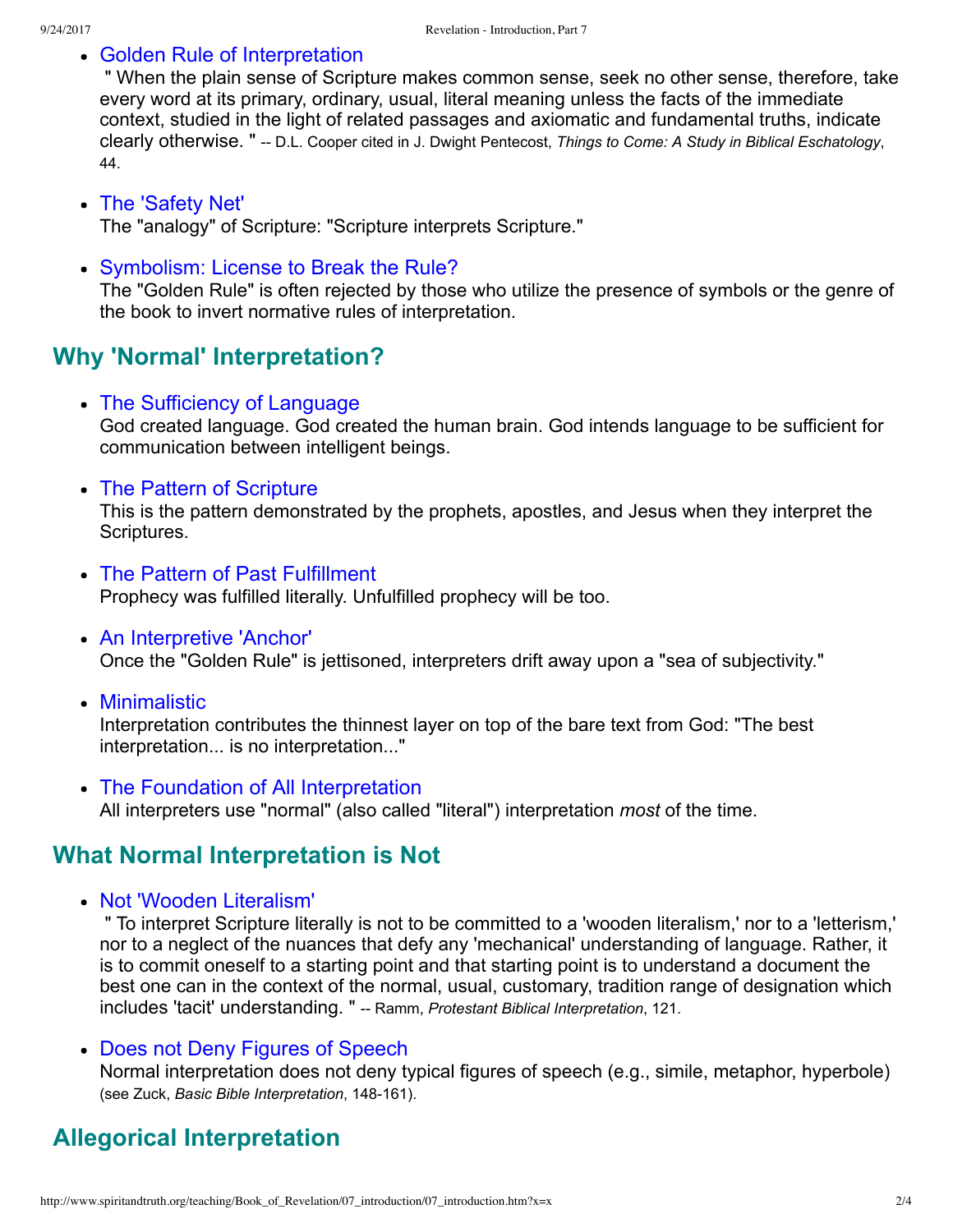- Golden Rule of Interpretation
  " When the plain sense of Scripture makes common sense, seek no other sense, therefore, take every word at its primary, ordinary, usual, literal meaning unless the facts of the immediate context, studied in the light of related passages and axiomatic and fundamental truths, indicate clearly otherwise. " -- D.L. Cooper cited in J. Dwight Pentecost, *Things to Come: A Study in Biblical Eschatology*, 44.

- The 'Safety Net'
  The "analogy" of Scripture: "Scripture interprets Scripture."

- Symbolism: License to Break the Rule?
  The "Golden Rule" is often rejected by those who utilize the presence of symbols or the genre of the book to invert normative rules of interpretation.

## Why 'Normal' Interpretation?

- The Sufficiency of Language
  God created language. God created the human brain. God intends language to be sufficient for communication between intelligent beings.

- The Pattern of Scripture
  This is the pattern demonstrated by the prophets, apostles, and Jesus when they interpret the Scriptures.

- The Pattern of Past Fulfillment
  Prophecy was fulfilled literally. Unfulfilled prophecy will be too.

- An Interpretive 'Anchor'
  Once the "Golden Rule" is jettisoned, interpreters drift away upon a "sea of subjectivity."

- Minimalistic
  Interpretation contributes the thinnest layer on top of the bare text from God: "The best interpretation... is no interpretation..."

- The Foundation of All Interpretation
  All interpreters use "normal" (also called "literal") interpretation *most* of the time.

## What Normal Interpretation is Not

- Not 'Wooden Literalism'
  " To interpret Scripture literally is not to be committed to a 'wooden literalism,' nor to a 'letterism,' nor to a neglect of the nuances that defy any 'mechanical' understanding of language. Rather, it is to commit oneself to a starting point and that starting point is to understand a document the best one can in the context of the normal, usual, customary, tradition range of designation which includes 'tacit' understanding. " -- Ramm, *Protestant Biblical Interpretation*, 121.

- Does not Deny Figures of Speech
  Normal interpretation does not deny typical figures of speech (e.g., simile, metaphor, hyperbole) (see Zuck, *Basic Bible Interpretation*, 148-161).

## Allegorical Interpretation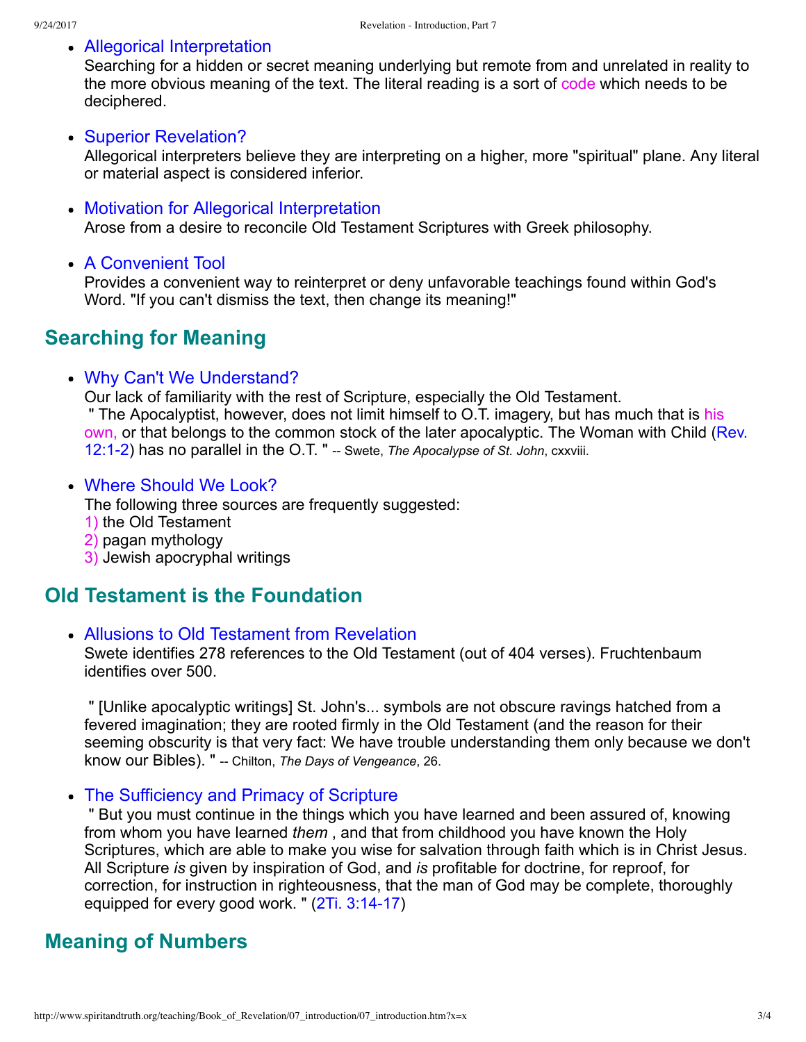- Allegorical Interpretation
  Searching for a hidden or secret meaning underlying but remote from and unrelated in reality to the more obvious meaning of the text. The literal reading is a sort of code which needs to be deciphered.

- Superior Revelation?
  Allegorical interpreters believe they are interpreting on a higher, more "spiritual" plane. Any literal or material aspect is considered inferior.

- Motivation for Allegorical Interpretation
  Arose from a desire to reconcile Old Testament Scriptures with Greek philosophy.

- A Convenient Tool
  Provides a convenient way to reinterpret or deny unfavorable teachings found within God's Word. "If you can't dismiss the text, then change its meaning!"

## Searching for Meaning

- Why Can't We Understand?
  Our lack of familiarity with the rest of Scripture, especially the Old Testament.
  " The Apocalyptist, however, does not limit himself to O.T. imagery, but has much that is his own, or that belongs to the common stock of the later apocalyptic. The Woman with Child (Rev. 12:1-2) has no parallel in the O.T. " -- Swete, *The Apocalypse of St. John*, cxxviii.

- Where Should We Look?
  The following three sources are frequently suggested:
  1) the Old Testament
  2) pagan mythology
  3) Jewish apocryphal writings

## Old Testament is the Foundation

- Allusions to Old Testament from Revelation
  Swete identifies 278 references to the Old Testament (out of 404 verses). Fruchtenbaum identifies over 500.

  " [Unlike apocalyptic writings] St. John's... symbols are not obscure ravings hatched from a fevered imagination; they are rooted firmly in the Old Testament (and the reason for their seeming obscurity is that very fact: We have trouble understanding them only because we don't know our Bibles). " -- Chilton, *The Days of Vengeance*, 26.

- The Sufficiency and Primacy of Scripture
  " But you must continue in the things which you have learned and been assured of, knowing from whom you have learned *them* , and that from childhood you have known the Holy Scriptures, which are able to make you wise for salvation through faith which is in Christ Jesus. All Scripture *is* given by inspiration of God, and *is* profitable for doctrine, for reproof, for correction, for instruction in righteousness, that the man of God may be complete, thoroughly equipped for every good work. " (2Ti. 3:14-17)

## Meaning of Numbers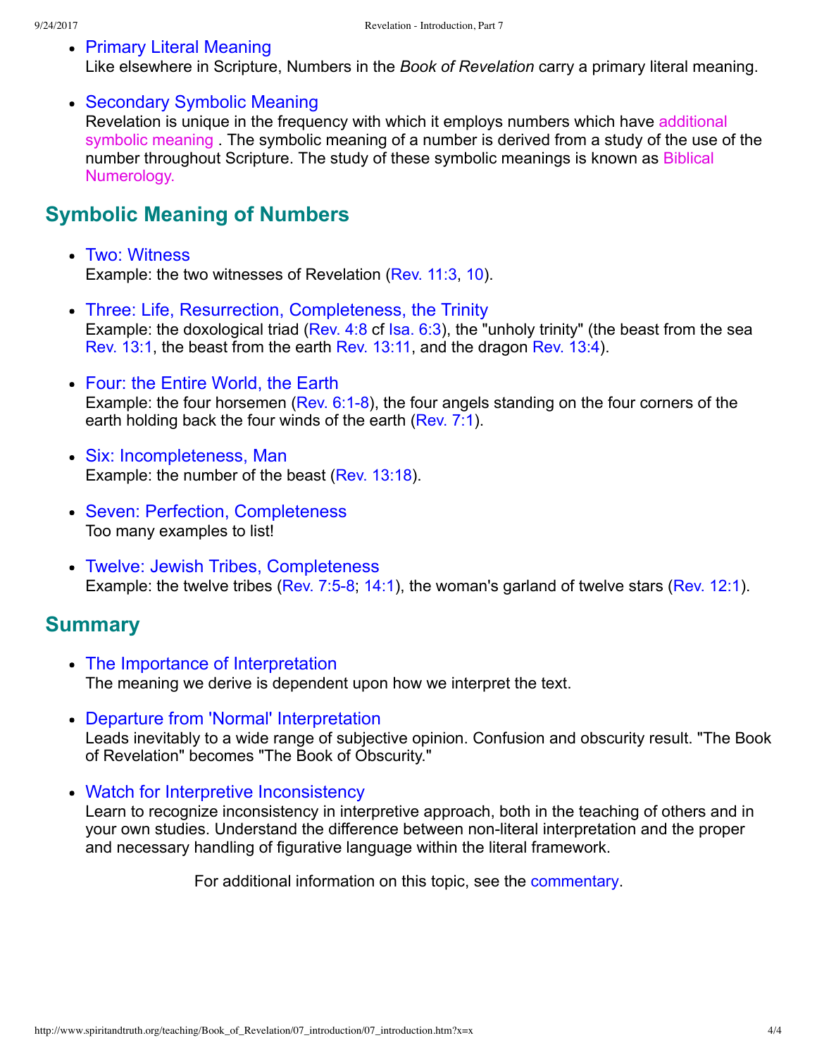- Primary Literal Meaning
  Like elsewhere in Scripture, Numbers in the *Book of Revelation* carry a primary literal meaning.

- Secondary Symbolic Meaning
  Revelation is unique in the frequency with which it employs numbers which have additional symbolic meaning . The symbolic meaning of a number is derived from a study of the use of the number throughout Scripture. The study of these symbolic meanings is known as Biblical Numerology.

## Symbolic Meaning of Numbers

- Two: Witness
  Example: the two witnesses of Revelation (Rev. 11:3, 10).

- Three: Life, Resurrection, Completeness, the Trinity
  Example: the doxological triad (Rev. 4:8 cf Isa. 6:3), the "unholy trinity" (the beast from the sea Rev. 13:1, the beast from the earth Rev. 13:11, and the dragon Rev. 13:4).

- Four: the Entire World, the Earth
  Example: the four horsemen (Rev. 6:1-8), the four angels standing on the four corners of the earth holding back the four winds of the earth (Rev. 7:1).

- Six: Incompleteness, Man
  Example: the number of the beast (Rev. 13:18).

- Seven: Perfection, Completeness
  Too many examples to list!

- Twelve: Jewish Tribes, Completeness
  Example: the twelve tribes (Rev. 7:5-8; 14:1), the woman's garland of twelve stars (Rev. 12:1).

## Summary

- The Importance of Interpretation
  The meaning we derive is dependent upon how we interpret the text.

- Departure from 'Normal' Interpretation
  Leads inevitably to a wide range of subjective opinion. Confusion and obscurity result. "The Book of Revelation" becomes "The Book of Obscurity."

- Watch for Interpretive Inconsistency
  Learn to recognize inconsistency in interpretive approach, both in the teaching of others and in your own studies. Understand the difference between non-literal interpretation and the proper and necessary handling of figurative language within the literal framework.

For additional information on this topic, see the commentary.